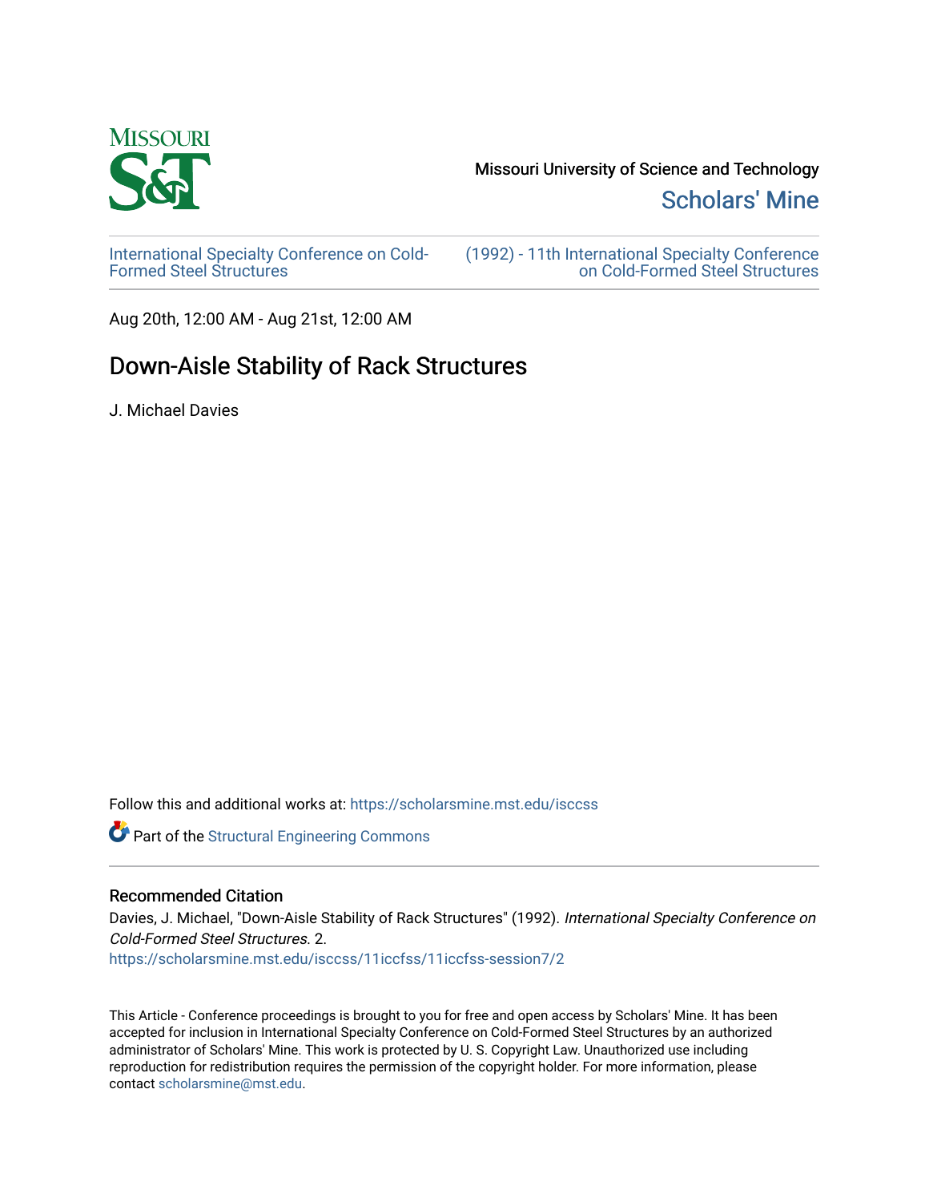Missouri University of Science and Technology

Scholars' Mine

International Specialty Conference on Cold-Formed Steel Structures

(1992) - 11th International Specialty Conference on Cold-Formed Steel Structures

Aug 20th, 12:00 AM - Aug 21st, 12:00 AM

# Down-Aisle Stability of Rack Structures

J. Michael Davies

Follow this and additional works at: https://scholarsmine.mst.edu/isccss

Part of the Structural Engineering Commons

## Recommended Citation

Davies, J. Michael, "Down-Aisle Stability of Rack Structures" (1992). *International Specialty Conference on Cold-Formed Steel Structures*. 2.
https://scholarsmine.mst.edu/isccss/11iccfss/11iccfss-session7/2

This Article - Conference proceedings is brought to you for free and open access by Scholars' Mine. It has been accepted for inclusion in International Specialty Conference on Cold-Formed Steel Structures by an authorized administrator of Scholars' Mine. This work is protected by U. S. Copyright Law. Unauthorized use including reproduction for redistribution requires the permission of the copyright holder. For more information, please contact scholarsmine@mst.edu.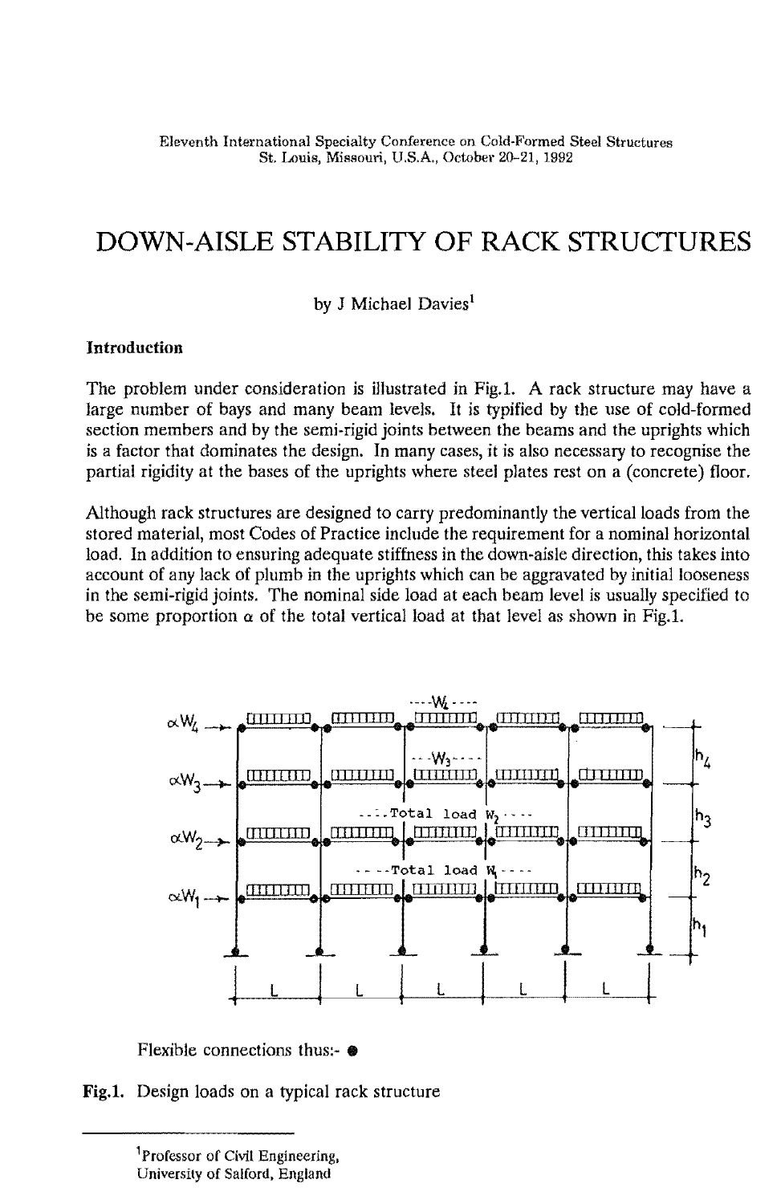Eleventh International Specialty Conference on Cold-Formed Steel Structures
St. Louis, Missouri, U.S.A., October 20-21, 1992

# DOWN-AISLE STABILITY OF RACK STRUCTURES

by J Michael Davies[1]

## Introduction

The problem under consideration is illustrated in Fig.1. A rack structure may have a large number of bays and many beam levels. It is typified by the use of cold-formed section members and by the semi-rigid joints between the beams and the uprights which is a factor that dominates the design. In many cases, it is also necessary to recognise the partial rigidity at the bases of the uprights where steel plates rest on a (concrete) floor.

Although rack structures are designed to carry predominantly the vertical loads from the stored material, most Codes of Practice include the requirement for a nominal horizontal load. In addition to ensuring adequate stiffness in the down-aisle direction, this takes into account of any lack of plumb in the uprights which can be aggravated by initial looseness in the semi-rigid joints. The nominal side load at each beam level is usually specified to be some proportion $\alpha$ of the total vertical load at that level as shown in Fig.1.

Flexible connections thus:- ●

**Fig.1.** Design loads on a typical rack structure

[1]Professor of Civil Engineering, University of Salford, England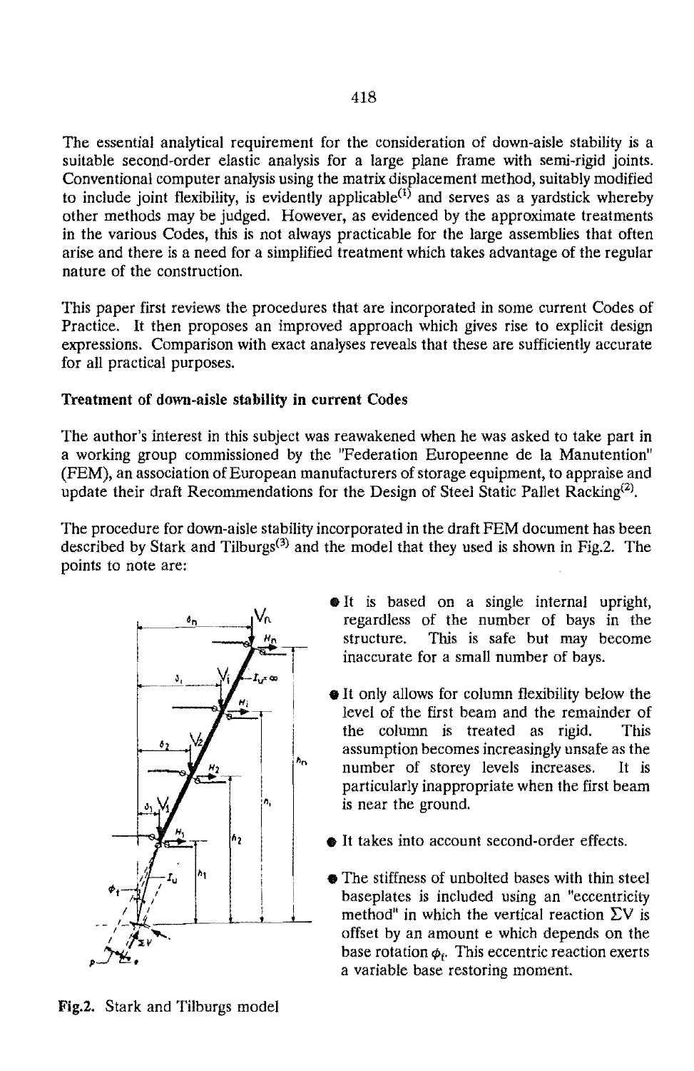The essential analytical requirement for the consideration of down-aisle stability is a suitable second-order elastic analysis for a large plane frame with semi-rigid joints. Conventional computer analysis using the matrix displacement method, suitably modified to include joint flexibility, is evidently applicable[1] and serves as a yardstick whereby other methods may be judged. However, as evidenced by the approximate treatments in the various Codes, this is not always practicable for the large assemblies that often arise and there is a need for a simplified treatment which takes advantage of the regular nature of the construction.

This paper first reviews the procedures that are incorporated in some current Codes of Practice. It then proposes an improved approach which gives rise to explicit design expressions. Comparison with exact analyses reveals that these are sufficiently accurate for all practical purposes.

**Treatment of down-aisle stability in current Codes**

The author's interest in this subject was reawakened when he was asked to take part in a working group commissioned by the "Federation Europeenne de la Manutention" (FEM), an association of European manufacturers of storage equipment, to appraise and update their draft Recommendations for the Design of Steel Static Pallet Racking[2].

The procedure for down-aisle stability incorporated in the draft FEM document has been described by Stark and Tilburgs[3] and the model that they used is shown in Fig.2. The points to note are:

- It is based on a single internal upright, regardless of the number of bays in the structure. This is safe but may become inaccurate for a small number of bays.
- It only allows for column flexibility below the level of the first beam and the remainder of the column is treated as rigid. This assumption becomes increasingly unsafe as the number of storey levels increases. It is particularly inappropriate when the first beam is near the ground.
- It takes into account second-order effects.
- The stiffness of unbolted bases with thin steel baseplates is included using an "eccentricity method" in which the vertical reaction $\Sigma V$ is offset by an amount e which depends on the base rotation $\phi_t$. This eccentric reaction exerts a variable base restoring moment.

**Fig.2.** Stark and Tilburgs model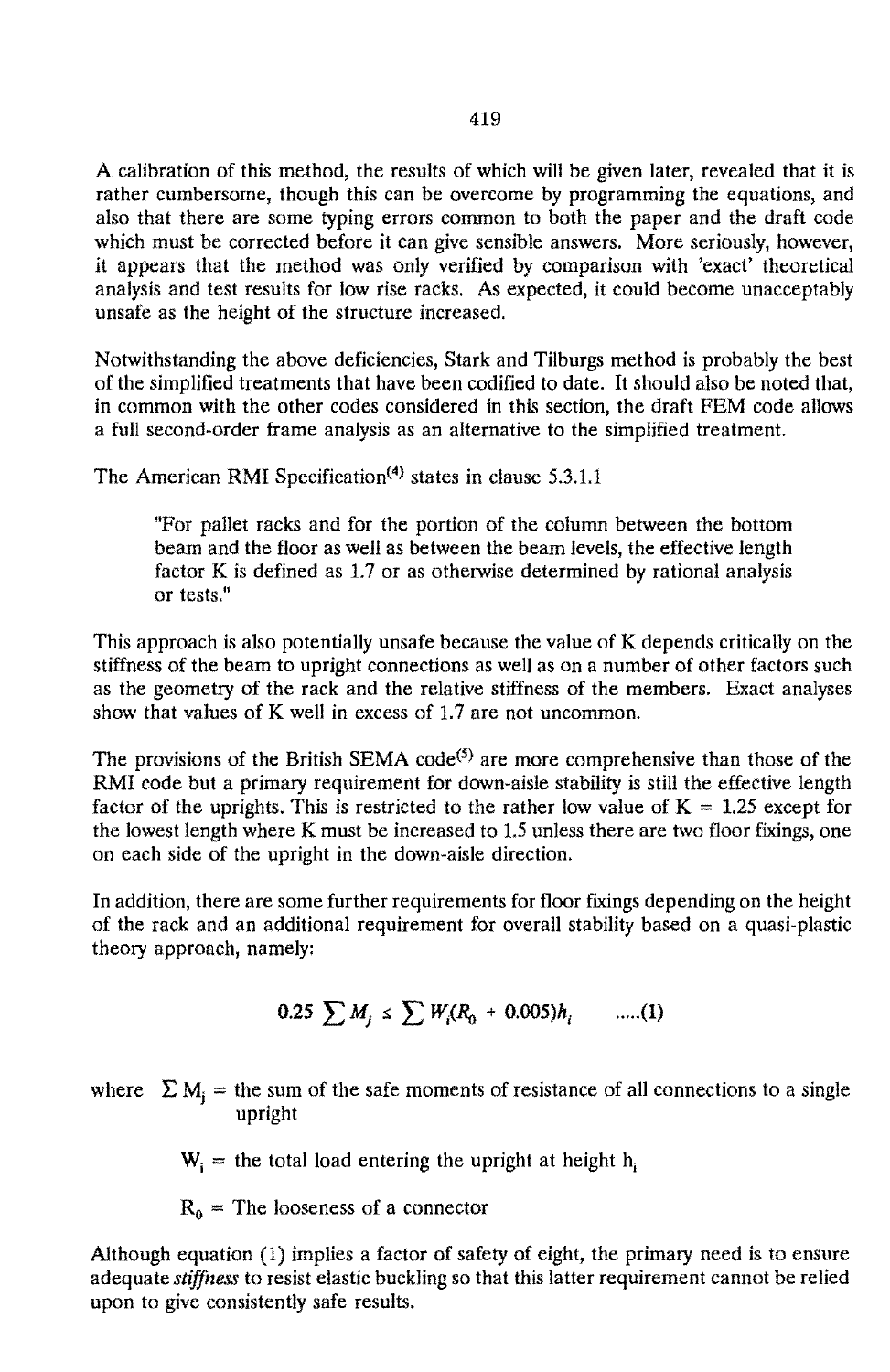A calibration of this method, the results of which will be given later, revealed that it is rather cumbersome, though this can be overcome by programming the equations, and also that there are some typing errors common to both the paper and the draft code which must be corrected before it can give sensible answers. More seriously, however, it appears that the method was only verified by comparison with 'exact' theoretical analysis and test results for low rise racks. As expected, it could become unacceptably unsafe as the height of the structure increased.

Notwithstanding the above deficiencies, Stark and Tilburgs method is probably the best of the simplified treatments that have been codified to date. It should also be noted that, in common with the other codes considered in this section, the draft FEM code allows a full second-order frame analysis as an alternative to the simplified treatment.

The American RMI Specification[4] states in clause 5.3.1.1

> "For pallet racks and for the portion of the column between the bottom beam and the floor as well as between the beam levels, the effective length factor K is defined as 1.7 or as otherwise determined by rational analysis or tests."

This approach is also potentially unsafe because the value of K depends critically on the stiffness of the beam to upright connections as well as on a number of other factors such as the geometry of the rack and the relative stiffness of the members. Exact analyses show that values of K well in excess of 1.7 are not uncommon.

The provisions of the British SEMA code[5] are more comprehensive than those of the RMI code but a primary requirement for down-aisle stability is still the effective length factor of the uprights. This is restricted to the rather low value of K = 1.25 except for the lowest length where K must be increased to 1.5 unless there are two floor fixings, one on each side of the upright in the down-aisle direction.

In addition, there are some further requirements for floor fixings depending on the height of the rack and an additional requirement for overall stability based on a quasi-plastic theory approach, namely:

$$0.25 \sum M_j \leq \sum W_i (R_0 + 0.005) h_i \qquad .....(1)$$

where $\Sigma M_j$ = the sum of the safe moments of resistance of all connections to a single upright

$W_i$ = the total load entering the upright at height $h_i$

$R_0$ = The looseness of a connector

Although equation (1) implies a factor of safety of eight, the primary need is to ensure adequate *stiffness* to resist elastic buckling so that this latter requirement cannot be relied upon to give consistently safe results.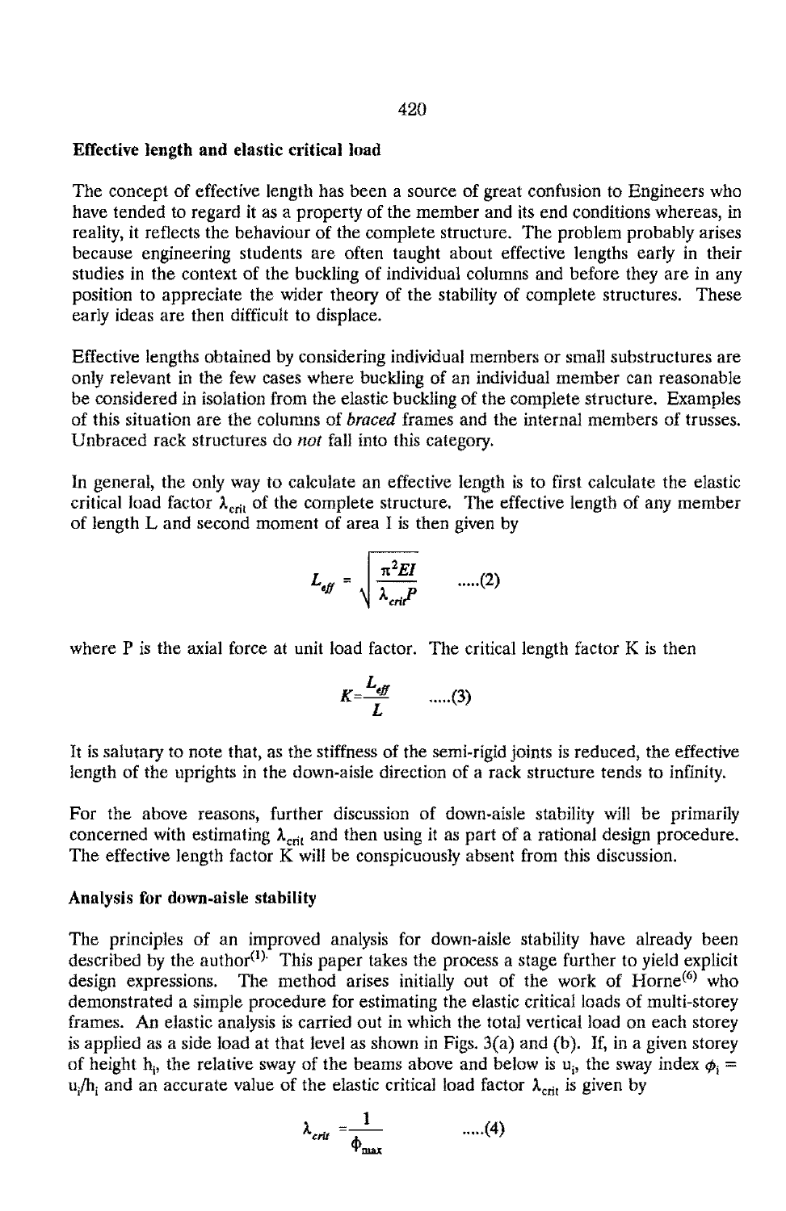**Effective length and elastic critical load**

The concept of effective length has been a source of great confusion to Engineers who have tended to regard it as a property of the member and its end conditions whereas, in reality, it reflects the behaviour of the complete structure. The problem probably arises because engineering students are often taught about effective lengths early in their studies in the context of the buckling of individual columns and before they are in any position to appreciate the wider theory of the stability of complete structures. These early ideas are then difficult to displace.

Effective lengths obtained by considering individual members or small substructures are only relevant in the few cases where buckling of an individual member can reasonable be considered in isolation from the elastic buckling of the complete structure. Examples of this situation are the columns of *braced* frames and the internal members of trusses. Unbraced rack structures do *not* fall into this category.

In general, the only way to calculate an effective length is to first calculate the elastic critical load factor $\lambda_{crit}$ of the complete structure. The effective length of any member of length L and second moment of area I is then given by

$$L_{eff} = \sqrt{\frac{\pi^2 EI}{\lambda_{crit} P}} \qquad .....(2)$$

where P is the axial force at unit load factor. The critical length factor K is then

$$K = \frac{L_{eff}}{L} \qquad .....(3)$$

It is salutary to note that, as the stiffness of the semi-rigid joints is reduced, the effective length of the uprights in the down-aisle direction of a rack structure tends to infinity.

For the above reasons, further discussion of down-aisle stability will be primarily concerned with estimating $\lambda_{crit}$ and then using it as part of a rational design procedure. The effective length factor K will be conspicuously absent from this discussion.

**Analysis for down-aisle stability**

The principles of an improved analysis for down-aisle stability have already been described by the author[1]. This paper takes the process a stage further to yield explicit design expressions. The method arises initially out of the work of Horne[6] who demonstrated a simple procedure for estimating the elastic critical loads of multi-storey frames. An elastic analysis is carried out in which the total vertical load on each storey is applied as a side load at that level as shown in Figs. 3(a) and (b). If, in a given storey of height $h_i$, the relative sway of the beams above and below is $u_i$, the sway index $\phi_i = u_i/h_i$ and an accurate value of the elastic critical load factor $\lambda_{crit}$ is given by

$$\lambda_{crit} = \frac{1}{\phi_{max}} \qquad .....(4)$$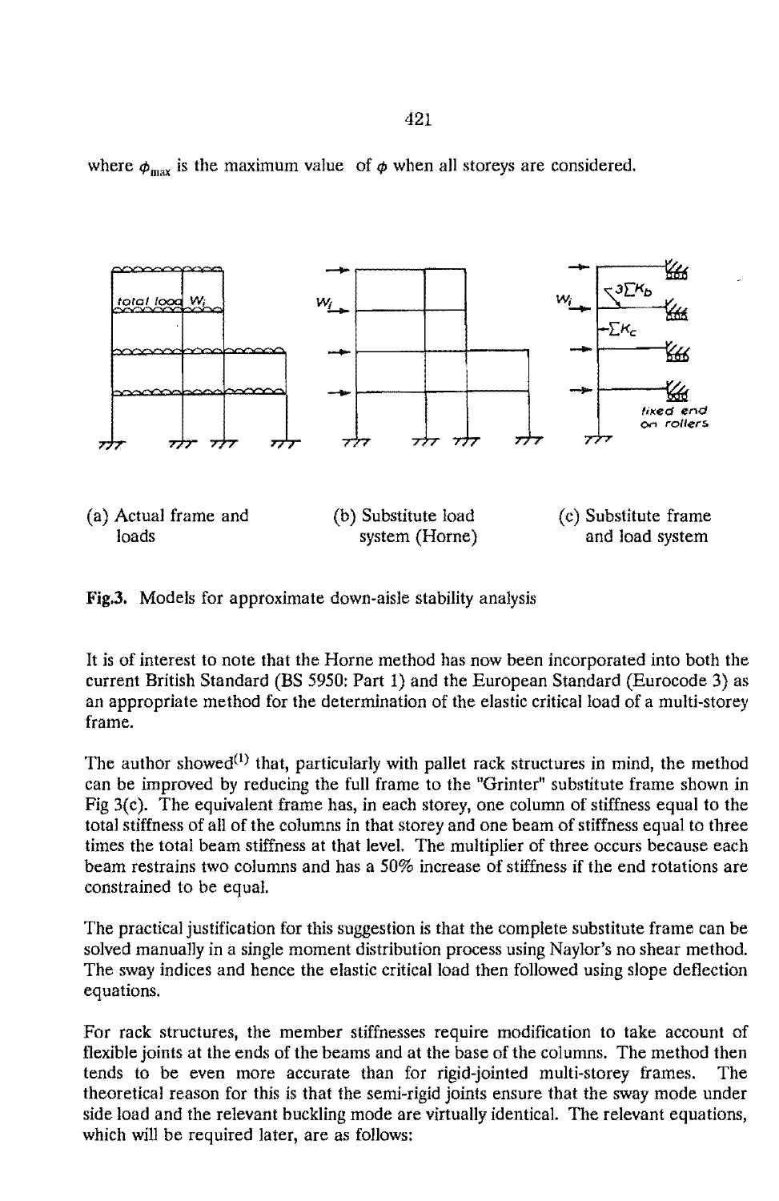where $\phi_{max}$ is the maximum value of $\phi$ when all storeys are considered.

(a) Actual frame and loads (b) Substitute load system (Horne) (c) Substitute frame and load system

**Fig.3.** Models for approximate down-aisle stability analysis

It is of interest to note that the Horne method has now been incorporated into both the current British Standard (BS 5950: Part 1) and the European Standard (Eurocode 3) as an appropriate method for the determination of the elastic critical load of a multi-storey frame.

The author showed[1] that, particularly with pallet rack structures in mind, the method can be improved by reducing the full frame to the "Grinter" substitute frame shown in Fig 3(c). The equivalent frame has, in each storey, one column of stiffness equal to the total stiffness of all of the columns in that storey and one beam of stiffness equal to three times the total beam stiffness at that level. The multiplier of three occurs because each beam restrains two columns and has a 50% increase of stiffness if the end rotations are constrained to be equal.

The practical justification for this suggestion is that the complete substitute frame can be solved manually in a single moment distribution process using Naylor's no shear method. The sway indices and hence the elastic critical load then followed using slope deflection equations.

For rack structures, the member stiffnesses require modification to take account of flexible joints at the ends of the beams and at the base of the columns. The method then tends to be even more accurate than for rigid-jointed multi-storey frames. The theoretical reason for this is that the semi-rigid joints ensure that the sway mode under side load and the relevant buckling mode are virtually identical. The relevant equations, which will be required later, are as follows: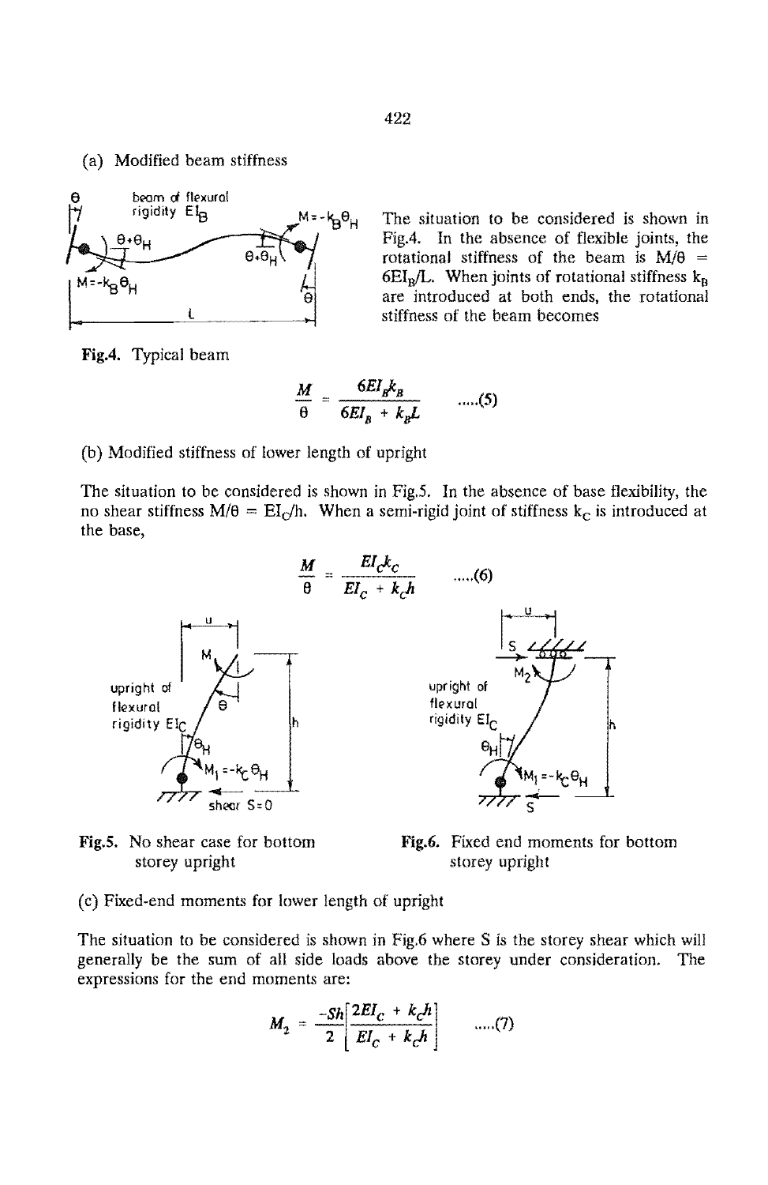(a) Modified beam stiffness

The situation to be considered is shown in Fig.4. In the absence of flexible joints, the rotational stiffness of the beam is $M/\theta = 6EI_B/L$. When joints of rotational stiffness $k_B$ are introduced at both ends, the rotational stiffness of the beam becomes

Fig.4. Typical beam

$$\frac{M}{\theta} = \frac{6EI_B k_B}{6EI_B + k_B L} \qquad .....(5)$$

(b) Modified stiffness of lower length of upright

The situation to be considered is shown in Fig.5. In the absence of base flexibility, the no shear stiffness $M/\theta = EI_C/h$. When a semi-rigid joint of stiffness $k_C$ is introduced at the base,

$$\frac{M}{\theta} = \frac{EI_C k_C}{EI_C + k_C h} \qquad .....(6)$$

Fig.5. No shear case for bottom storey upright

Fig.6. Fixed end moments for bottom storey upright

(c) Fixed-end moments for lower length of upright

The situation to be considered is shown in Fig.6 where S is the storey shear which will generally be the sum of all side loads above the storey under consideration. The expressions for the end moments are:

$$M_2 = \frac{-Sh}{2}\left[\frac{2EI_C + k_C h}{EI_C + k_C h}\right] \qquad .....(7)$$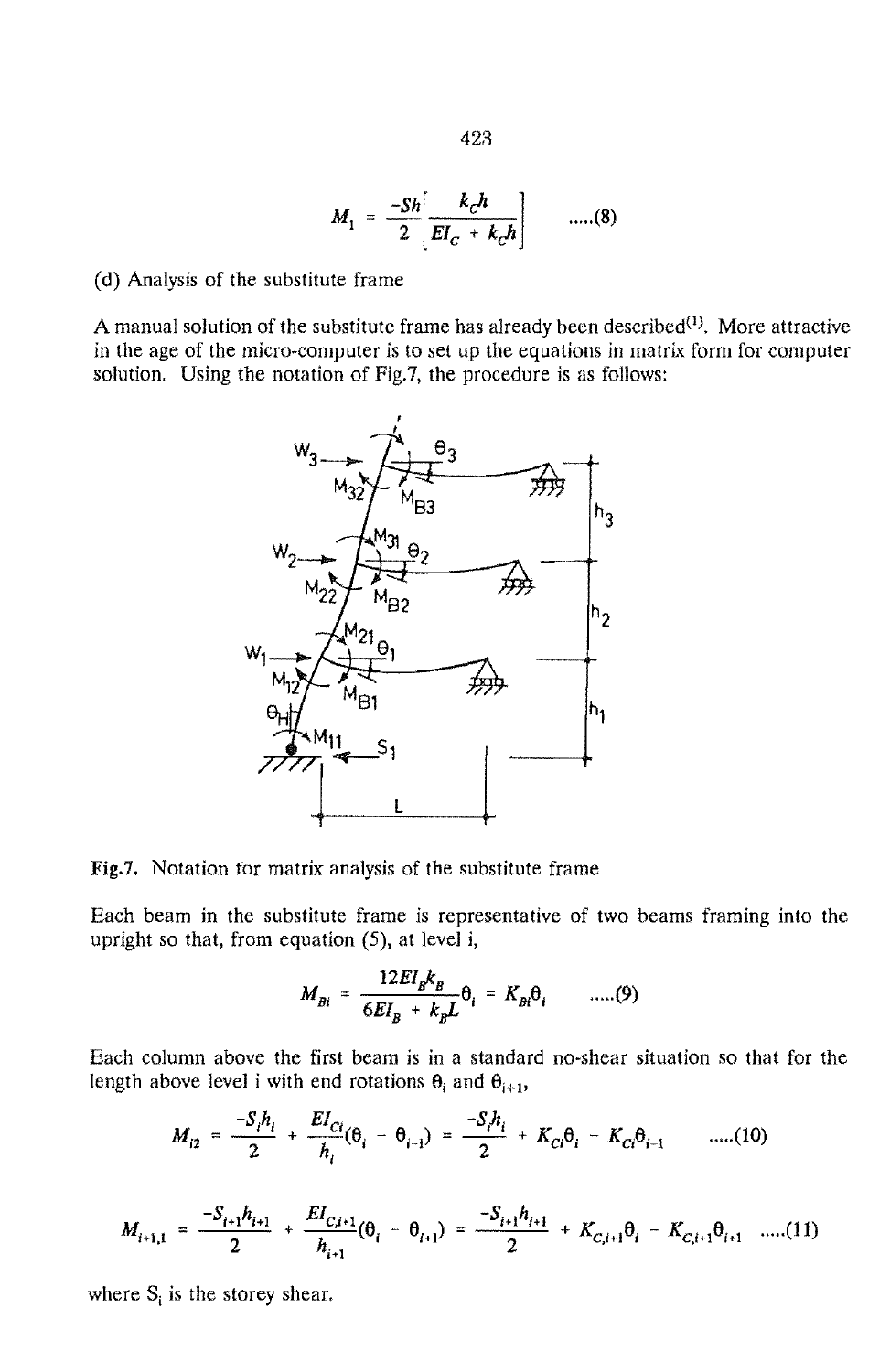$$M_1 = \frac{-Sh}{2}\left[\frac{k_C h}{EI_C + k_C h}\right] \qquad .....(8)$$

(d) Analysis of the substitute frame

A manual solution of the substitute frame has already been described[1]. More attractive in the age of the micro-computer is to set up the equations in matrix form for computer solution. Using the notation of Fig.7, the procedure is as follows:

Fig.7. Notation for matrix analysis of the substitute frame

Each beam in the substitute frame is representative of two beams framing into the upright so that, from equation (5), at level i,

$$M_{Bi} = \frac{12EI_B k_B}{6EI_B + k_B L}\theta_i = K_{Bi}\theta_i \qquad .....(9)$$

Each column above the first beam is in a standard no-shear situation so that for the length above level i with end rotations $\theta_i$ and $\theta_{i+1}$,

$$M_{i2} = \frac{-S_i h_i}{2} + \frac{EI_{Ci}}{h_i}(\theta_i - \theta_{i-1}) = \frac{-S_i h_i}{2} + K_{Ci}\theta_i - K_{Ci}\theta_{i-1} \qquad .....(10)$$

$$M_{i+1,1} = \frac{-S_{i+1}h_{i+1}}{2} + \frac{EI_{C,i+1}}{h_{i+1}}(\theta_i - \theta_{i+1}) = \frac{-S_{i+1}h_{i+1}}{2} + K_{C,i+1}\theta_i - K_{C,i+1}\theta_{i+1} \qquad .....(11)$$

where $S_i$ is the storey shear.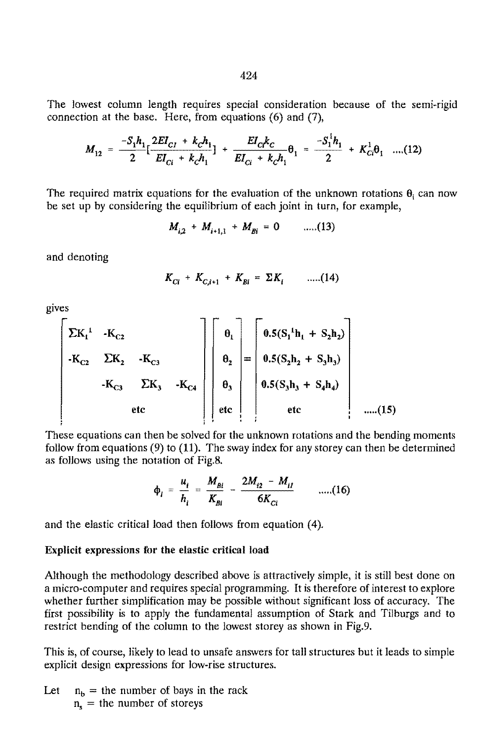The lowest column length requires special consideration because of the semi-rigid connection at the base. Here, from equations (6) and (7),

$$M_{12} = \frac{-S_1 h_1}{2}\left[\frac{2EI_{Cl} + k_C h_1}{EI_{Ci} + k_C h_1}\right] + \frac{EI_{Cl} k_C}{EI_{Ci} + k_C h_1}\theta_1 = \frac{-S_1^1 h_1}{2} + K_{Ci}^1 \theta_1 \quad ....(12)$$

The required matrix equations for the evaluation of the unknown rotations $\theta_i$ can now be set up by considering the equilibrium of each joint in turn, for example,

$$M_{i,2} + M_{i+1,1} + M_{Bi} = 0 \quad .....(13)$$

and denoting

$$K_{Ci} + K_{C,i+1} + K_{Bi} = \Sigma K_i \quad .....(14)$$

gives

$$\begin{bmatrix} \Sigma K_1^1 & -K_{C2} & & \\ -K_{C2} & \Sigma K_2 & -K_{C3} & \\ & -K_{C3} & \Sigma K_3 & -K_{C4} \\ & & \text{etc} & \end{bmatrix} \begin{bmatrix} \theta_1 \\ \theta_2 \\ \theta_3 \\ \text{etc} \end{bmatrix} = \begin{bmatrix} 0.5(S_1^1 h_1 + S_2 h_2) \\ 0.5(S_2 h_2 + S_3 h_3) \\ 0.5(S_3 h_3 + S_4 h_4) \\ \text{etc} \end{bmatrix} \quad .....(15)$$

These equations can then be solved for the unknown rotations and the bending moments follow from equations (9) to (11). The sway index for any storey can then be determined as follows using the notation of Fig.8.

$$\phi_i = \frac{u_i}{h_i} = \frac{M_{Bi}}{K_{Bi}} - \frac{2M_{i2} - M_{i1}}{6K_{Ci}} \quad .....(16)$$

and the elastic critical load then follows from equation (4).

**Explicit expressions for the elastic critical load**

Although the methodology described above is attractively simple, it is still best done on a micro-computer and requires special programming. It is therefore of interest to explore whether further simplification may be possible without significant loss of accuracy. The first possibility is to apply the fundamental assumption of Stark and Tilburgs and to restrict bending of the column to the lowest storey as shown in Fig.9.

This is, of course, likely to lead to unsafe answers for tall structures but it leads to simple explicit design expressions for low-rise structures.

Let $n_b$ = the number of bays in the rack
$n_s$ = the number of storeys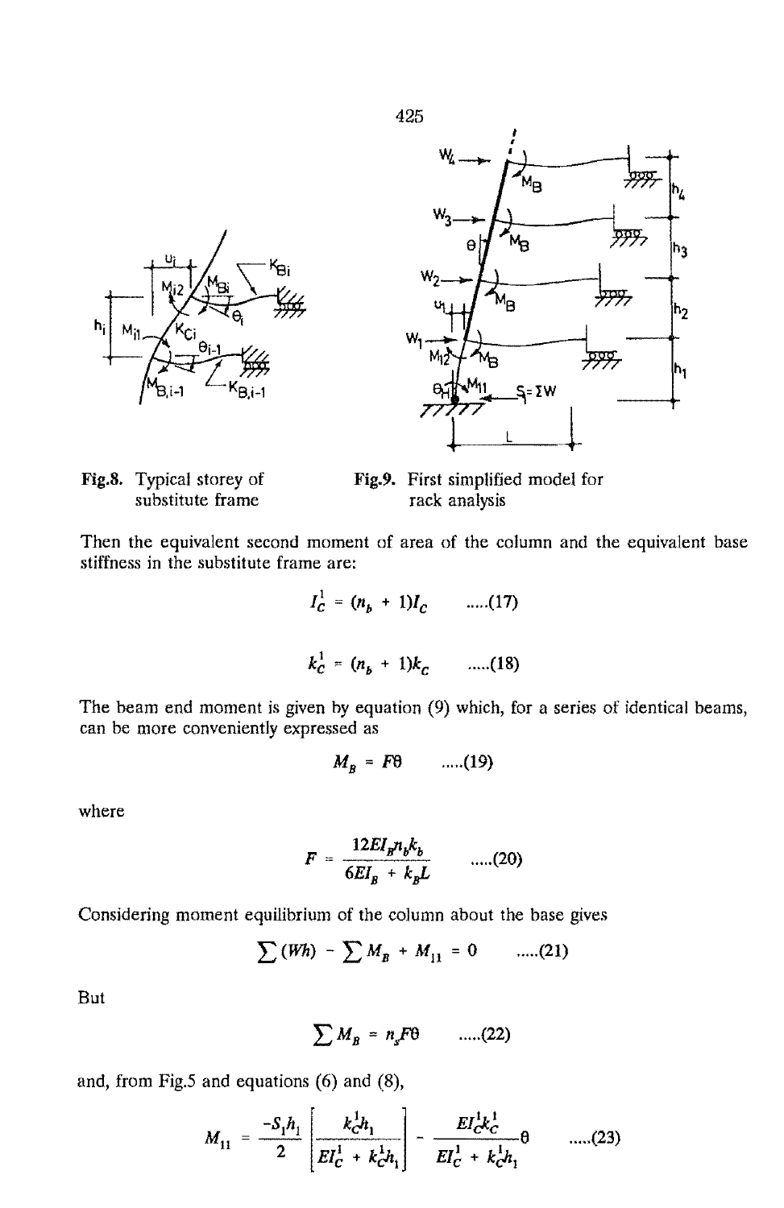Fig.8. Typical storey of substitute frame

Fig.9. First simplified model for rack analysis

Then the equivalent second moment of area of the column and the equivalent base stiffness in the substitute frame are:

$$I_C^1 = (n_b + 1)I_C \qquad .....(17)$$

$$k_C^1 = (n_b + 1)k_C \qquad .....(18)$$

The beam end moment is given by equation (9) which, for a series of identical beams, can be more conveniently expressed as

$$M_B = F\theta \qquad .....(19)$$

where

$$F = \frac{12EI_B n_b k_b}{6EI_B + k_B L} \qquad .....(20)$$

Considering moment equilibrium of the column about the base gives

$$\sum (Wh) - \sum M_B + M_{11} = 0 \qquad .....(21)$$

But

$$\sum M_B = n_s F\theta \qquad .....(22)$$

and, from Fig.5 and equations (6) and (8),

$$M_{11} = \frac{-S_1 h_1}{2}\left[\frac{k_C^1 h_1}{EI_C^1 + k_C^1 h_1}\right] - \frac{EI_C^1 k_C^1}{EI_C^1 + k_C^1 h_1}\theta \qquad .....(23)$$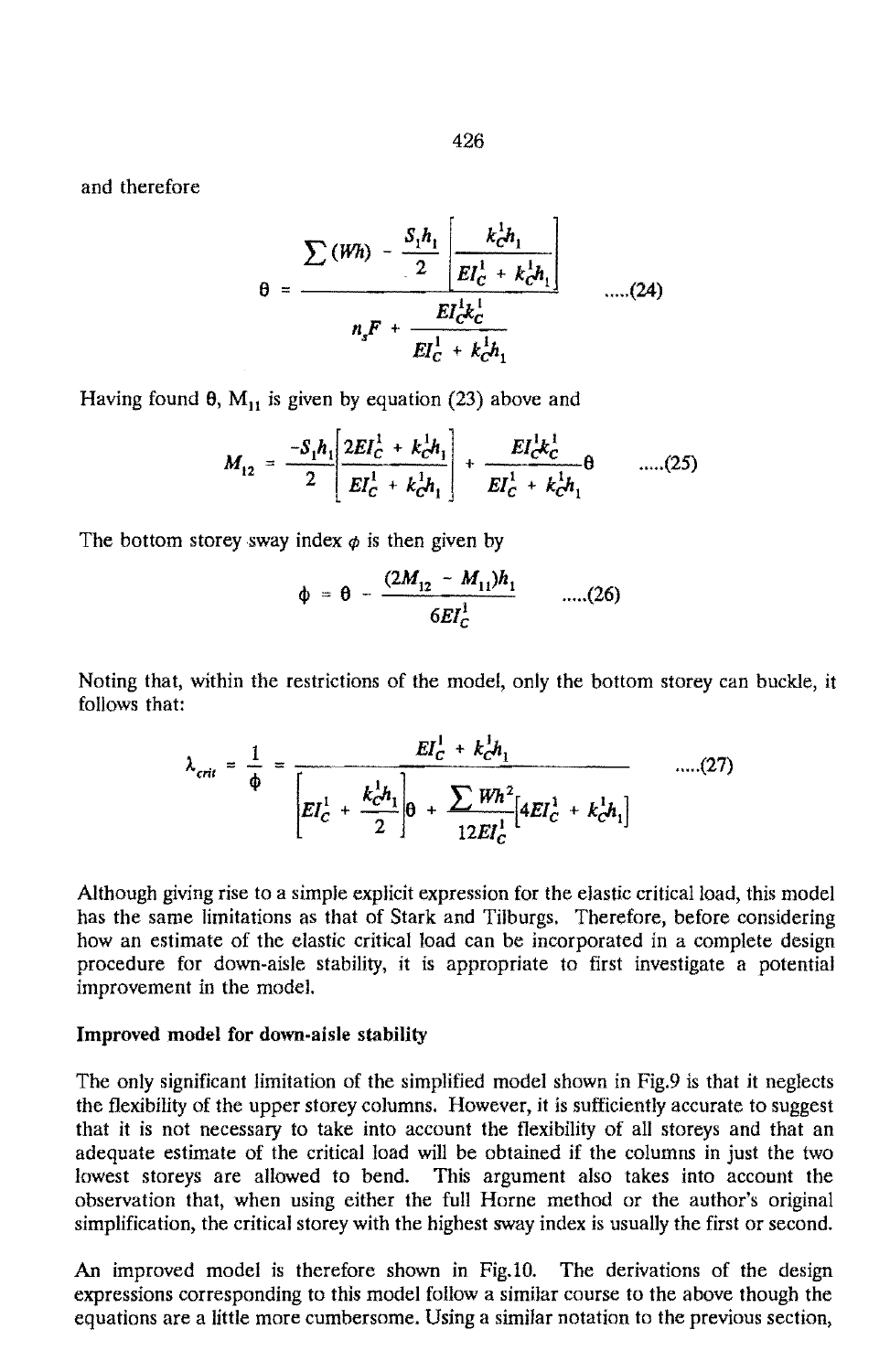and therefore

$$\theta = \frac{\sum (Wh) - \dfrac{S_1 h_1}{2}\left[\dfrac{k_C^1 h_1}{EI_C^1 + k_C^1 h_1}\right]}{n_s F + \dfrac{EI_C^1 k_C^1}{EI_C^1 + k_C^1 h_1}} \qquad .....(24)$$

Having found θ, $M_{11}$ is given by equation (23) above and

$$M_{12} = \frac{-S_1 h_1}{2}\left[\frac{2EI_C^1 + k_C^1 h_1}{EI_C^1 + k_C^1 h_1}\right] + \frac{EI_C^1 k_C^1}{EI_C^1 + k_C^1 h_1}\theta \qquad .....(25)$$

The bottom storey sway index $\phi$ is then given by

$$\phi = \theta - \frac{(2M_{12} - M_{11})h_1}{6EI_C^1} \qquad .....(26)$$

Noting that, within the restrictions of the model, only the bottom storey can buckle, it follows that:

$$\lambda_{crit} = \frac{1}{\phi} = \frac{EI_C^1 + k_C^1 h_1}{\left[EI_C^1 + \dfrac{k_C^1 h_1}{2}\right]\theta + \dfrac{\sum Wh^2}{12EI_C^1}\left[4EI_C^1 + k_C^1 h_1\right]} \qquad .....(27)$$

Although giving rise to a simple explicit expression for the elastic critical load, this model has the same limitations as that of Stark and Tilburgs. Therefore, before considering how an estimate of the elastic critical load can be incorporated in a complete design procedure for down-aisle stability, it is appropriate to first investigate a potential improvement in the model.

**Improved model for down-aisle stability**

The only significant limitation of the simplified model shown in Fig.9 is that it neglects the flexibility of the upper storey columns. However, it is sufficiently accurate to suggest that it is not necessary to take into account the flexibility of all storeys and that an adequate estimate of the critical load will be obtained if the columns in just the two lowest storeys are allowed to bend. This argument also takes into account the observation that, when using either the full Horne method or the author's original simplification, the critical storey with the highest sway index is usually the first or second.

An improved model is therefore shown in Fig.10. The derivations of the design expressions corresponding to this model follow a similar course to the above though the equations are a little more cumbersome. Using a similar notation to the previous section,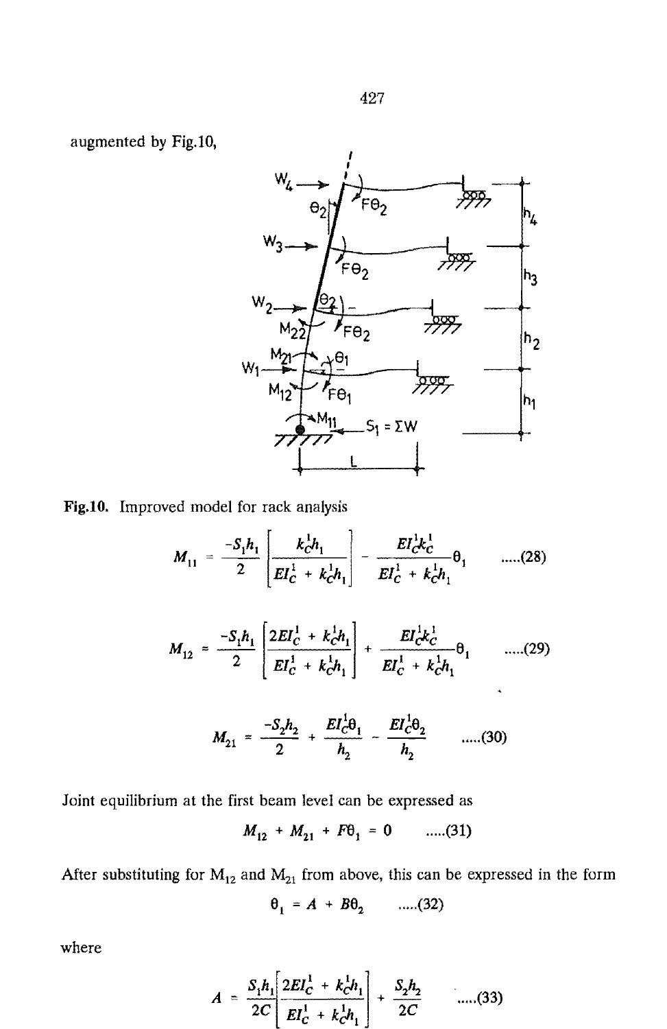augmented by Fig.10,

Fig.10. Improved model for rack analysis

$$M_{11} = \frac{-S_1 h_1}{2}\left[\frac{k_C^1 h_1}{EI_C^1 + k_C^1 h_1}\right] - \frac{EI_C^1 k_C^1}{EI_C^1 + k_C^1 h_1}\theta_1 \qquad .....(28)$$

$$M_{12} = \frac{-S_1 h_1}{2}\left[\frac{2EI_C^1 + k_C^1 h_1}{EI_C^1 + k_C^1 h_1}\right] + \frac{EI_C^1 k_C^1}{EI_C^1 + k_C^1 h_1}\theta_1 \qquad .....(29)$$

$$M_{21} = \frac{-S_2 h_2}{2} + \frac{EI_C^1 \theta_1}{h_2} - \frac{EI_C^1 \theta_2}{h_2} \qquad .....(30)$$

Joint equilibrium at the first beam level can be expressed as

$$M_{12} + M_{21} + F\theta_1 = 0 \qquad .....(31)$$

After substituting for $M_{12}$ and $M_{21}$ from above, this can be expressed in the form

$$\theta_1 = A + B\theta_2 \qquad .....(32)$$

where

$$A = \frac{S_1 h_1}{2C}\left[\frac{2EI_C^1 + k_C^1 h_1}{EI_C^1 + k_C^1 h_1}\right] + \frac{S_2 h_2}{2C} \qquad .....(33)$$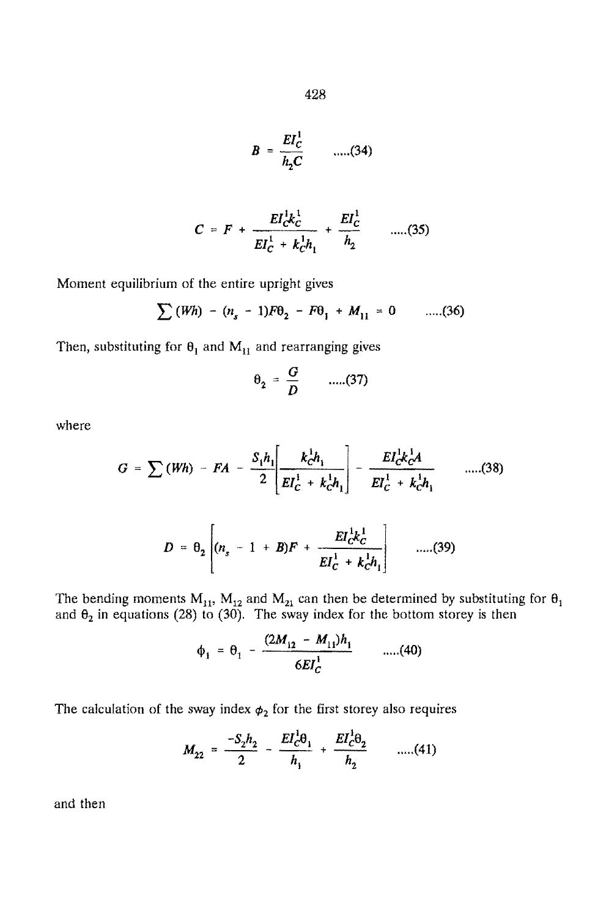$$B = \frac{EI_C^1}{h_2 C} \qquad .....(34)$$

$$C = F + \frac{EI_C^1 k_C^1}{EI_C^1 + k_C^1 h_1} + \frac{EI_C^1}{h_2} \qquad .....(35)$$

Moment equilibrium of the entire upright gives

$$\sum (Wh) - (n_s - 1)F\theta_2 - F\theta_1 + M_{11} = 0 \qquad .....(36)$$

Then, substituting for $\theta_1$ and $M_{11}$ and rearranging gives

$$\theta_2 = \frac{G}{D} \qquad .....(37)$$

where

$$G = \sum (Wh) - FA - \frac{S_1 h_1}{2}\left[\frac{k_C^1 h_1}{EI_C^1 + k_C^1 h_1}\right] - \frac{EI_C^1 k_C^1 A}{EI_C^1 + k_C^1 h_1} \qquad .....(38)$$

$$D = \theta_2 \left[(n_s - 1 + B)F + \frac{EI_C^1 k_C^1}{EI_C^1 + k_C^1 h_1}\right] \qquad .....(39)$$

The bending moments $M_{11}$, $M_{12}$ and $M_{21}$ can then be determined by substituting for $\theta_1$ and $\theta_2$ in equations (28) to (30). The sway index for the bottom storey is then

$$\phi_1 = \theta_1 - \frac{(2M_{12} - M_{11})h_1}{6EI_C^1} \qquad .....(40)$$

The calculation of the sway index $\phi_2$ for the first storey also requires

$$M_{22} = \frac{-S_2 h_2}{2} - \frac{EI_C^1 \theta_1}{h_1} + \frac{EI_C^1 \theta_2}{h_2} \qquad .....(41)$$

and then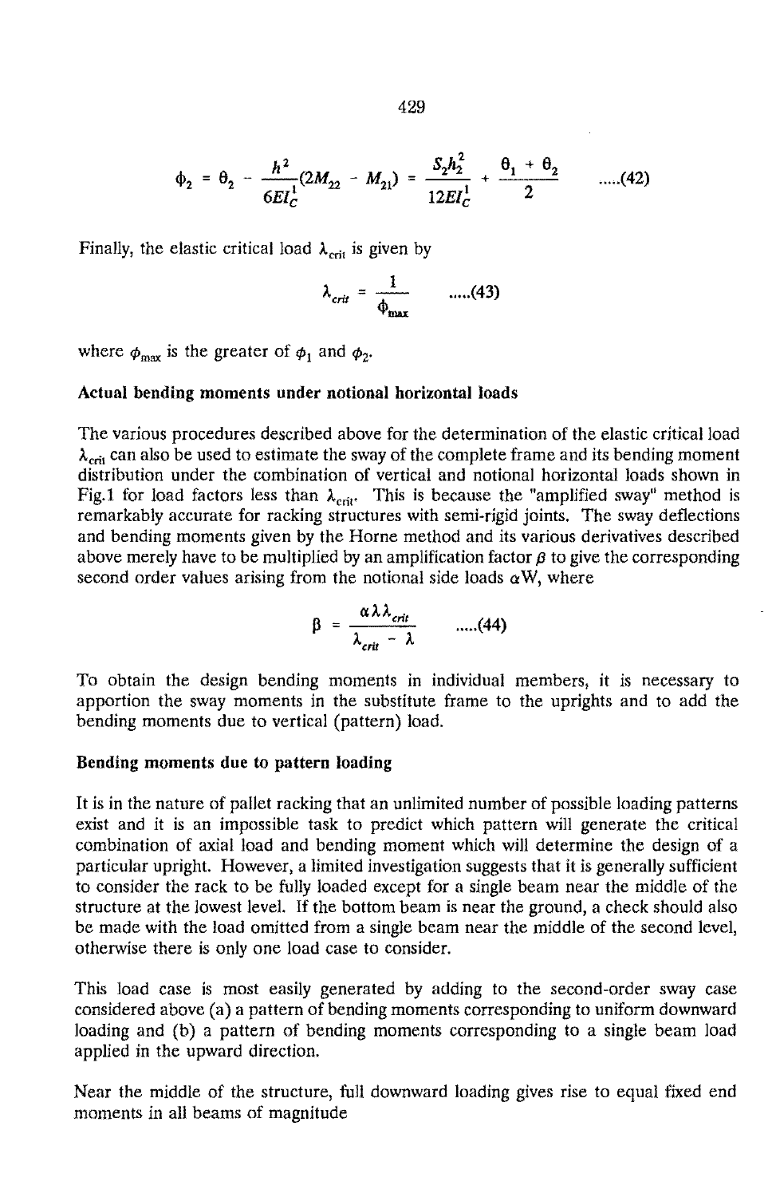$$\phi_2 = \theta_2 - \frac{h^2}{6EI_C^1}(2M_{22} - M_{21}) = \frac{S_2 h_2^2}{12EI_C^1} + \frac{\theta_1 + \theta_2}{2} \qquad .....(42)$$

Finally, the elastic critical load $\lambda_{crit}$ is given by

$$\lambda_{crit} = \frac{1}{\phi_{max}} \qquad .....(43)$$

where $\phi_{max}$ is the greater of $\phi_1$ and $\phi_2$.

**Actual bending moments under notional horizontal loads**

The various procedures described above for the determination of the elastic critical load $\lambda_{crit}$ can also be used to estimate the sway of the complete frame and its bending moment distribution under the combination of vertical and notional horizontal loads shown in Fig.1 for load factors less than $\lambda_{crit}$. This is because the "amplified sway" method is remarkably accurate for racking structures with semi-rigid joints. The sway deflections and bending moments given by the Horne method and its various derivatives described above merely have to be multiplied by an amplification factor $\beta$ to give the corresponding second order values arising from the notional side loads $\alpha$W, where

$$\beta = \frac{\alpha \lambda \lambda_{crit}}{\lambda_{crit} - \lambda} \qquad .....(44)$$

To obtain the design bending moments in individual members, it is necessary to apportion the sway moments in the substitute frame to the uprights and to add the bending moments due to vertical (pattern) load.

**Bending moments due to pattern loading**

It is in the nature of pallet racking that an unlimited number of possible loading patterns exist and it is an impossible task to predict which pattern will generate the critical combination of axial load and bending moment which will determine the design of a particular upright. However, a limited investigation suggests that it is generally sufficient to consider the rack to be fully loaded except for a single beam near the middle of the structure at the lowest level. If the bottom beam is near the ground, a check should also be made with the load omitted from a single beam near the middle of the second level, otherwise there is only one load case to consider.

This load case is most easily generated by adding to the second-order sway case considered above (a) a pattern of bending moments corresponding to uniform downward loading and (b) a pattern of bending moments corresponding to a single beam load applied in the upward direction.

Near the middle of the structure, full downward loading gives rise to equal fixed end moments in all beams of magnitude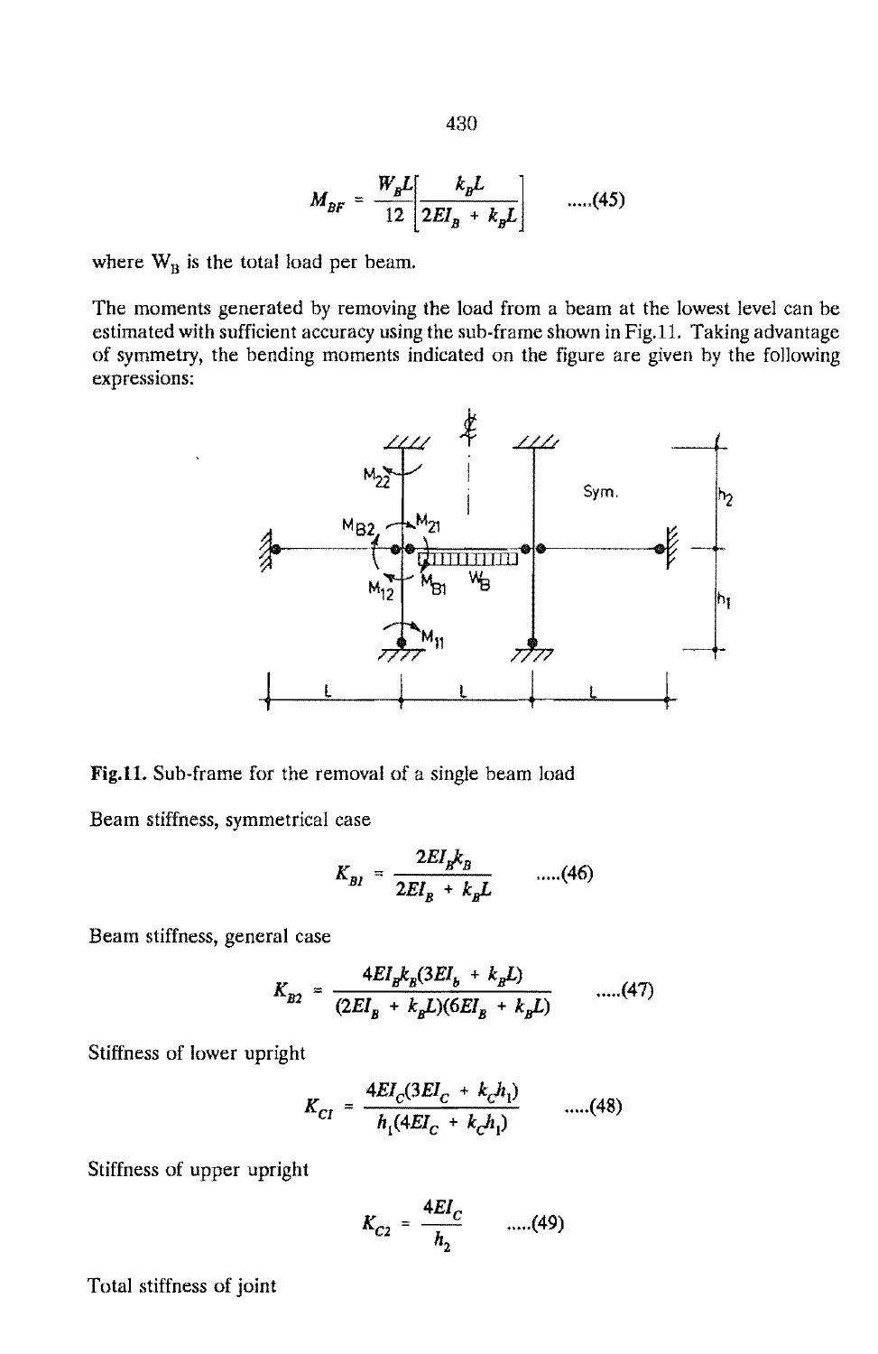$$M_{BF} = \frac{W_B L}{12}\left[\frac{k_B L}{2EI_B + k_B L}\right] \qquad .....(45)$$

where $W_B$ is the total load per beam.

The moments generated by removing the load from a beam at the lowest level can be estimated with sufficient accuracy using the sub-frame shown in Fig.11. Taking advantage of symmetry, the bending moments indicated on the figure are given by the following expressions:

Fig.11. Sub-frame for the removal of a single beam load

Beam stiffness, symmetrical case

$$K_{B1} = \frac{2EI_B k_B}{2EI_B + k_B L} \qquad .....(46)$$

Beam stiffness, general case

$$K_{B2} = \frac{4EI_B k_B (3EI_b + k_B L)}{(2EI_B + k_B L)(6EI_B + k_B L)} \qquad .....(47)$$

Stiffness of lower upright

$$K_{C1} = \frac{4EI_C(3EI_C + k_C h_1)}{h_1(4EI_C + k_C h_1)} \qquad .....(48)$$

Stiffness of upper upright

$$K_{C2} = \frac{4EI_C}{h_2} \qquad .....(49)$$

Total stiffness of joint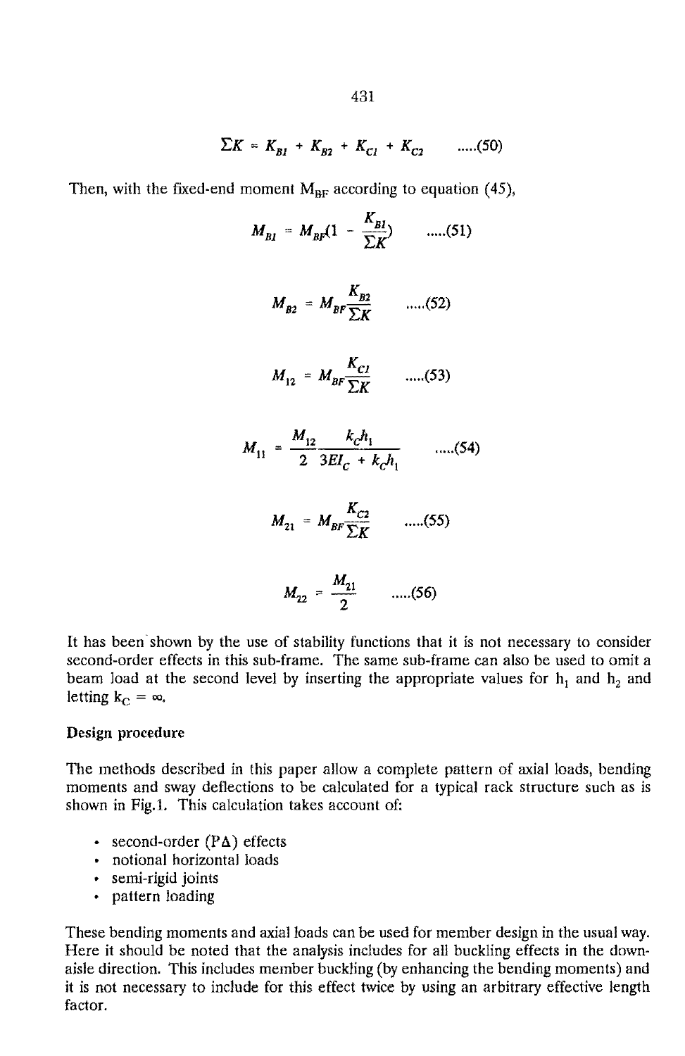$$\Sigma K = K_{B1} + K_{B2} + K_{C1} + K_{C2} \qquad .....(50)$$

Then, with the fixed-end moment $M_{BF}$ according to equation (45),

$$M_{B1} = M_{BF}\left(1 - \frac{K_{B1}}{\Sigma K}\right) \qquad .....(51)$$

$$M_{B2} = M_{BF}\frac{K_{B2}}{\Sigma K} \qquad .....(52)$$

$$M_{12} = M_{BF}\frac{K_{C1}}{\Sigma K} \qquad .....(53)$$

$$M_{11} = \frac{M_{12}}{2}\frac{k_C h_1}{3EI_C + k_C h_1} \qquad .....(54)$$

$$M_{21} = M_{BF}\frac{K_{C2}}{\Sigma K} \qquad .....(55)$$

$$M_{22} = \frac{M_{21}}{2} \qquad .....(56)$$

It has been shown by the use of stability functions that it is not necessary to consider second-order effects in this sub-frame. The same sub-frame can also be used to omit a beam load at the second level by inserting the appropriate values for $h_1$ and $h_2$ and letting $k_C = \infty$.

**Design procedure**

The methods described in this paper allow a complete pattern of axial loads, bending moments and sway deflections to be calculated for a typical rack structure such as is shown in Fig.1. This calculation takes account of:

- second-order ($P\Delta$) effects
- notional horizontal loads
- semi-rigid joints
- pattern loading

These bending moments and axial loads can be used for member design in the usual way. Here it should be noted that the analysis includes for all buckling effects in the down-aisle direction. This includes member buckling (by enhancing the bending moments) and it is not necessary to include for this effect twice by using an arbitrary effective length factor.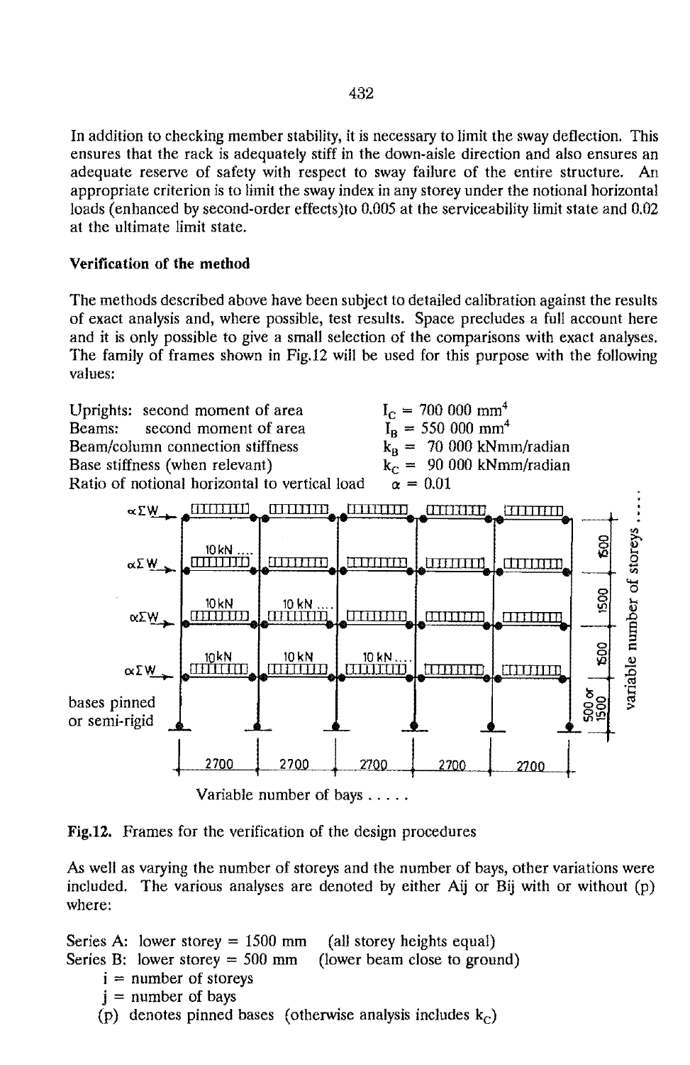In addition to checking member stability, it is necessary to limit the sway deflection. This ensures that the rack is adequately stiff in the down-aisle direction and also ensures an adequate reserve of safety with respect to sway failure of the entire structure. An appropriate criterion is to limit the sway index in any storey under the notional horizontal loads (enhanced by second-order effects)to 0.005 at the serviceability limit state and 0.02 at the ultimate limit state.

**Verification of the method**

The methods described above have been subject to detailed calibration against the results of exact analysis and, where possible, test results. Space precludes a full account here and it is only possible to give a small selection of the comparisons with exact analyses. The family of frames shown in Fig.12 will be used for this purpose with the following values:

| | |
|---|---|
| Uprights: second moment of area | $I_C$ = 700 000 mm$^4$ |
| Beams: second moment of area | $I_B$ = 550 000 mm$^4$ |
| Beam/column connection stiffness | $k_B$ = 70 000 kNmm/radian |
| Base stiffness (when relevant) | $k_C$ = 90 000 kNmm/radian |
| Ratio of notional horizontal to vertical load | $\alpha$ = 0.01 |

**Fig.12.** Frames for the verification of the design procedures

As well as varying the number of storeys and the number of bays, other variations were included. The various analyses are denoted by either Aij or Bij with or without (p) where:

Series A: lower storey = 1500 mm (all storey heights equal)
Series B: lower storey = 500 mm (lower beam close to ground)
  i = number of storeys
  j = number of bays
  (p) denotes pinned bases (otherwise analysis includes $k_C$)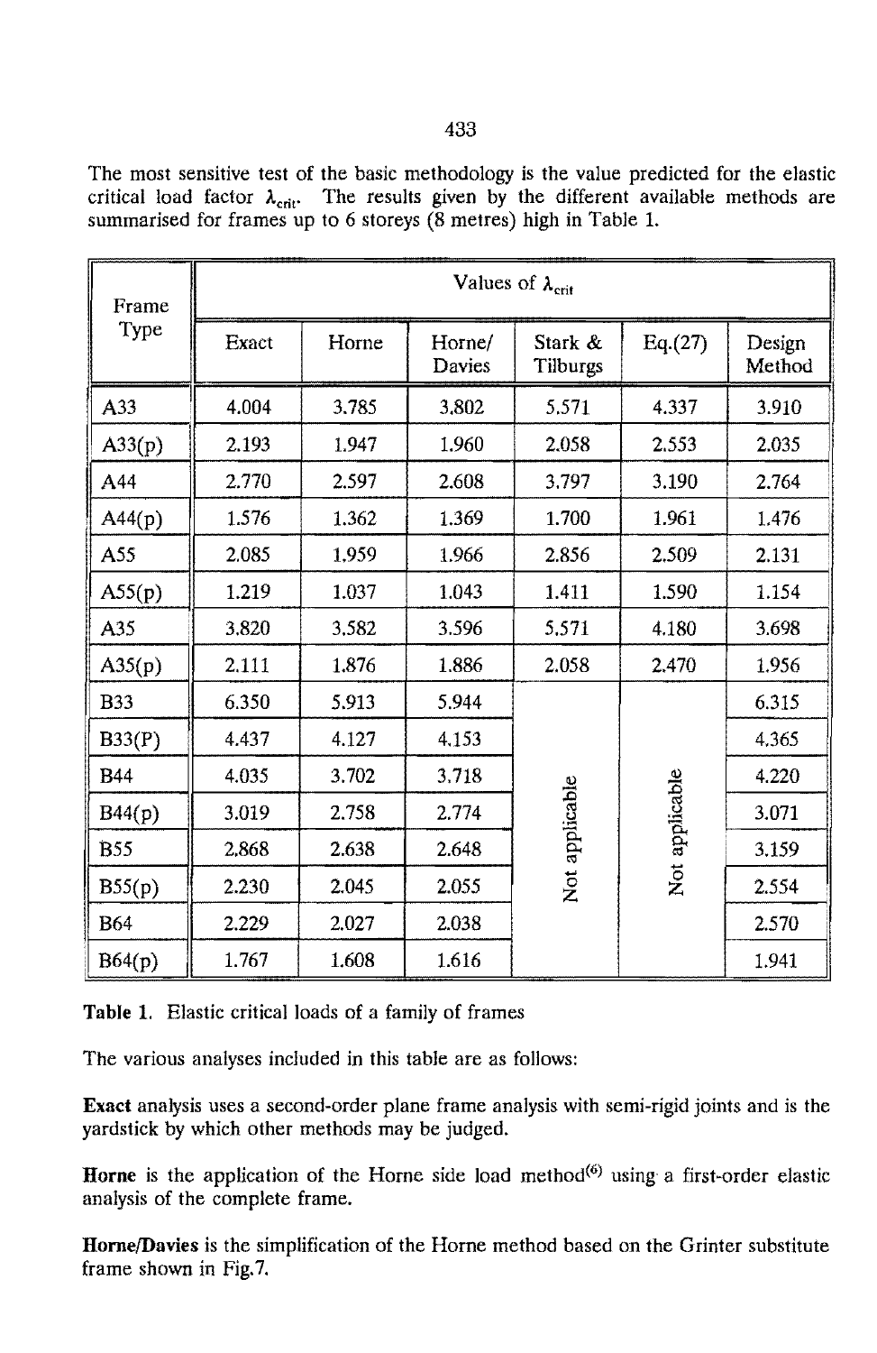The most sensitive test of the basic methodology is the value predicted for the elastic critical load factor $\lambda_{crit}$. The results given by the different available methods are summarised for frames up to 6 storeys (8 metres) high in Table 1.

| Frame Type | Values of $\lambda_{crit}$ | | | | | |
|---|---|---|---|---|---|---|
| | Exact | Horne | Horne/ Davies | Stark & Tilburgs | Eq.(27) | Design Method |
| A33 | 4.004 | 3.785 | 3.802 | 5.571 | 4.337 | 3.910 |
| A33(p) | 2.193 | 1.947 | 1.960 | 2.058 | 2.553 | 2.035 |
| A44 | 2.770 | 2.597 | 2.608 | 3.797 | 3.190 | 2.764 |
| A44(p) | 1.576 | 1.362 | 1.369 | 1.700 | 1.961 | 1.476 |
| A55 | 2.085 | 1.959 | 1.966 | 2.856 | 2.509 | 2.131 |
| A55(p) | 1.219 | 1.037 | 1.043 | 1.411 | 1.590 | 1.154 |
| A35 | 3.820 | 3.582 | 3.596 | 5.571 | 4.180 | 3.698 |
| A35(p) | 2.111 | 1.876 | 1.886 | 2.058 | 2.470 | 1.956 |
| B33 | 6.350 | 5.913 | 5.944 | Not applicable | Not applicable | 6.315 |
| B33(P) | 4.437 | 4.127 | 4.153 | | | 4.365 |
| B44 | 4.035 | 3.702 | 3.718 | | | 4.220 |
| B44(p) | 3.019 | 2.758 | 2.774 | | | 3.071 |
| B55 | 2.868 | 2.638 | 2.648 | | | 3.159 |
| B55(p) | 2.230 | 2.045 | 2.055 | | | 2.554 |
| B64 | 2.229 | 2.027 | 2.038 | | | 2.570 |
| B64(p) | 1.767 | 1.608 | 1.616 | | | 1.941 |

**Table 1.** Elastic critical loads of a family of frames

The various analyses included in this table are as follows:

**Exact** analysis uses a second-order plane frame analysis with semi-rigid joints and is the yardstick by which other methods may be judged.

**Horne** is the application of the Horne side load method[6] using a first-order elastic analysis of the complete frame.

**Horne/Davies** is the simplification of the Horne method based on the Grinter substitute frame shown in Fig.7.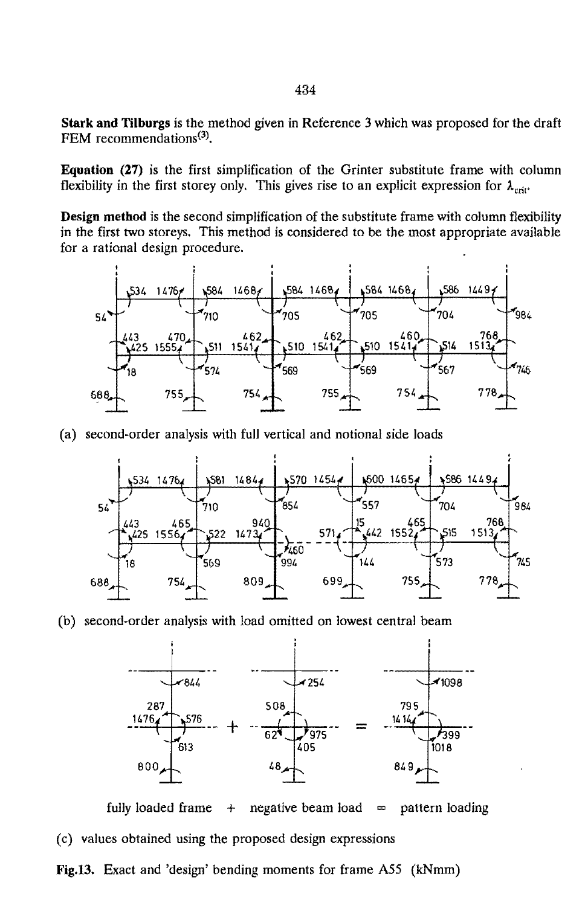**Stark and Tilburgs** is the method given in Reference 3 which was proposed for the draft FEM recommendations[3].

**Equation (27)** is the first simplification of the Grinter substitute frame with column flexibility in the first storey only. This gives rise to an explicit expression for $\lambda_{crit}$.

**Design method** is the second simplification of the substitute frame with column flexibility in the first two storeys. This method is considered to be the most appropriate available for a rational design procedure.

(a) second-order analysis with full vertical and notional side loads

(b) second-order analysis with load omitted on lowest central beam

fully loaded frame + negative beam load = pattern loading

(c) values obtained using the proposed design expressions

**Fig.13.** Exact and 'design' bending moments for frame A55 (kNmm)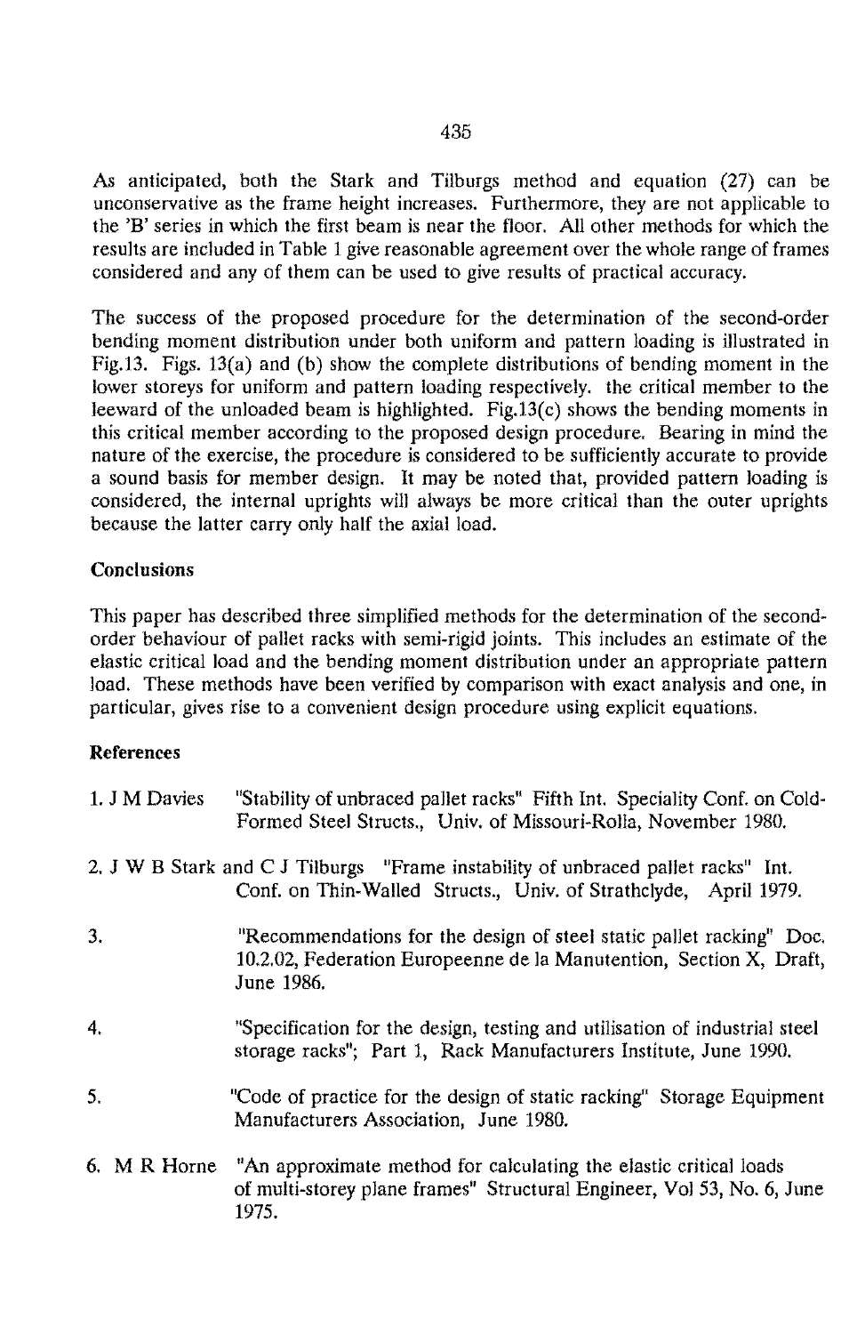As anticipated, both the Stark and Tilburgs method and equation (27) can be unconservative as the frame height increases. Furthermore, they are not applicable to the 'B' series in which the first beam is near the floor. All other methods for which the results are included in Table 1 give reasonable agreement over the whole range of frames considered and any of them can be used to give results of practical accuracy.

The success of the proposed procedure for the determination of the second-order bending moment distribution under both uniform and pattern loading is illustrated in Fig.13. Figs. 13(a) and (b) show the complete distributions of bending moment in the lower storeys for uniform and pattern loading respectively. the critical member to the leeward of the unloaded beam is highlighted. Fig.13(c) shows the bending moments in this critical member according to the proposed design procedure. Bearing in mind the nature of the exercise, the procedure is considered to be sufficiently accurate to provide a sound basis for member design. It may be noted that, provided pattern loading is considered, the internal uprights will always be more critical than the outer uprights because the latter carry only half the axial load.

## Conclusions

This paper has described three simplified methods for the determination of the second-order behaviour of pallet racks with semi-rigid joints. This includes an estimate of the elastic critical load and the bending moment distribution under an appropriate pattern load. These methods have been verified by comparison with exact analysis and one, in particular, gives rise to a convenient design procedure using explicit equations.

## References

1. J M Davies "Stability of unbraced pallet racks" Fifth Int. Speciality Conf. on Cold-Formed Steel Structs., Univ. of Missouri-Rolla, November 1980.

2. J W B Stark and C J Tilburgs "Frame instability of unbraced pallet racks" Int. Conf. on Thin-Walled Structs., Univ. of Strathclyde, April 1979.

3. "Recommendations for the design of steel static pallet racking" Doc. 10.2.02, Federation Europeenne de la Manutention, Section X, Draft, June 1986.

4. "Specification for the design, testing and utilisation of industrial steel storage racks"; Part 1, Rack Manufacturers Institute, June 1990.

5. "Code of practice for the design of static racking" Storage Equipment Manufacturers Association, June 1980.

6. M R Horne "An approximate method for calculating the elastic critical loads of multi-storey plane frames" Structural Engineer, Vol 53, No. 6, June 1975.